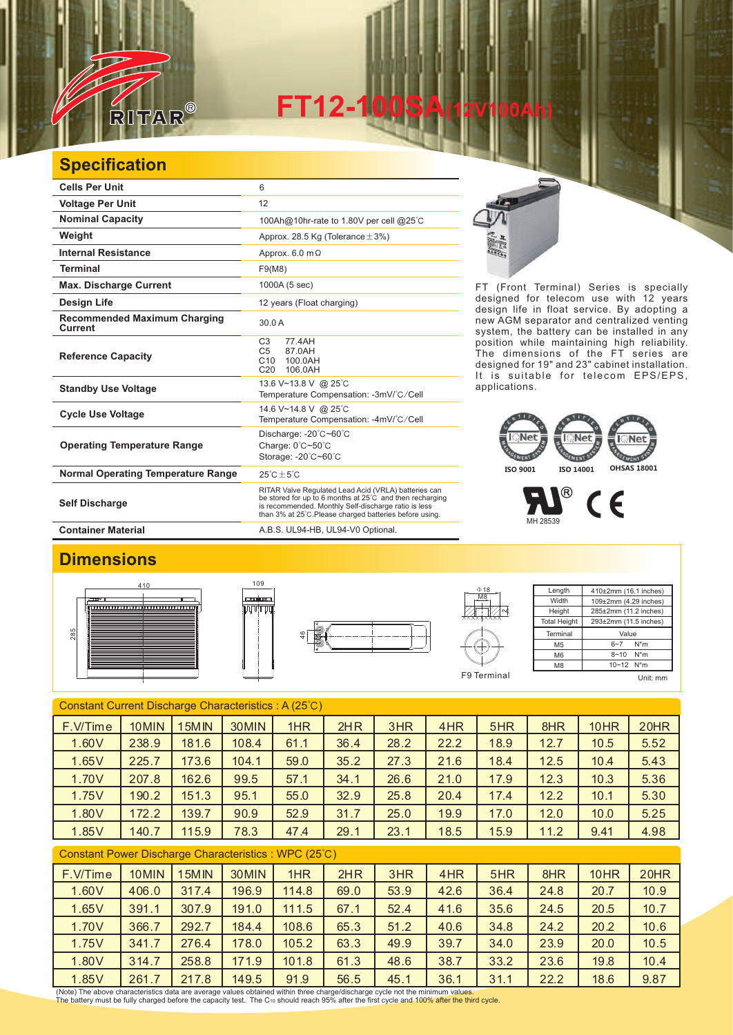# FT12-100SA(12V100Ah)

## Specification

| | |
|---|---|
| **Cells Per Unit** | 6 |
| **Voltage Per Unit** | 12 |
| **Nominal Capacity** | 100Ah@10hr-rate to 1.80V per cell @25℃ |
| **Weight** | Approx. 28.5 Kg (Tolerance±3%) |
| **Internal Resistance** | Approx. 6.0 mΩ |
| **Terminal** | F9(M8) |
| **Max. Discharge Current** | 1000A (5 sec) |
| **Design Life** | 12 years (Float charging) |
| **Recommended Maximum Charging Current** | 30.0 A |
| **Reference Capacity** | C3 77.4AH<br>C5 87.0AH<br>C10 100.0AH<br>C20 106.0AH |
| **Standby Use Voltage** | 13.6 V~13.8 V @ 25℃<br>Temperature Compensation: -3mV/℃/Cell |
| **Cycle Use Voltage** | 14.6 V~14.8 V @ 25℃<br>Temperature Compensation: -4mV/℃/Cell |
| **Operating Temperature Range** | Discharge: -20℃~60℃<br>Charge: 0℃~50℃<br>Storage: -20℃~60℃ |
| **Normal Operating Temperature Range** | 25℃±5℃ |
| **Self Discharge** | RITAR Valve Regulated Lead Acid (VRLA) batteries can be stored for up to 6 months at 25℃ and then recharging is recommended. Monthly Self-discharge ratio is less than 3% at 25℃.Please charged batteries before using. |
| **Container Material** | A.B.S. UL94-HB, UL94-V0 Optional. |

FT (Front Terminal) Series is specially designed for telecom use with 12 years design life in float service. By adopting a new AGM separator and centralized venting system, the battery can be installed in any position while maintaining high reliability. The dimensions of the FT series are designed for 19" and 23" cabinet installation. It is suitable for telecom EPS/EPS, applications.

ISO 9001 ISO 14001 OHSAS 18001

MH 28539

## Dimensions

410 285 109 46 Φ18 M8

F9 Terminal

| | |
|---|---|
| Length | 410±2mm (16.1 inches) |
| Width | 109±2mm (4.29 inches) |
| Height | 285±2mm (11.2 inches) |
| Total Height | 293±2mm (11.5 inches) |
| Terminal | Value |
| M5 | 6~7 N*m |
| M6 | 8~10 N*m |
| M8 | 10~12 N*m |

Unit: mm

Constant Current Discharge Characteristics : A (25℃)

| F.V/Time | 10MIN | 15MIN | 30MIN | 1HR | 2HR | 3HR | 4HR | 5HR | 8HR | 10HR | 20HR |
|---|---|---|---|---|---|---|---|---|---|---|---|
| 1.60V | 238.9 | 181.6 | 108.4 | 61.1 | 36.4 | 28.2 | 22.2 | 18.9 | 12.7 | 10.5 | 5.52 |
| 1.65V | 225.7 | 173.6 | 104.1 | 59.0 | 35.2 | 27.3 | 21.6 | 18.4 | 12.5 | 10.4 | 5.43 |
| 1.70V | 207.8 | 162.6 | 99.5 | 57.1 | 34.1 | 26.6 | 21.0 | 17.9 | 12.3 | 10.3 | 5.36 |
| 1.75V | 190.2 | 151.3 | 95.1 | 55.0 | 32.9 | 25.8 | 20.4 | 17.4 | 12.2 | 10.1 | 5.30 |
| 1.80V | 172.2 | 139.7 | 90.9 | 52.9 | 31.7 | 25.0 | 19.9 | 17.0 | 12.0 | 10.0 | 5.25 |
| 1.85V | 140.7 | 115.9 | 78.3 | 47.4 | 29.1 | 23.1 | 18.5 | 15.9 | 11.2 | 9.41 | 4.98 |

Constant Power Discharge Characteristics : WPC (25℃)

| F.V/Time | 10MIN | 15MIN | 30MIN | 1HR | 2HR | 3HR | 4HR | 5HR | 8HR | 10HR | 20HR |
|---|---|---|---|---|---|---|---|---|---|---|---|
| 1.60V | 406.0 | 317.4 | 196.9 | 114.8 | 69.0 | 53.9 | 42.6 | 36.4 | 24.8 | 20.7 | 10.9 |
| 1.65V | 391.1 | 307.9 | 191.0 | 111.5 | 67.1 | 52.4 | 41.6 | 35.6 | 24.5 | 20.5 | 10.7 |
| 1.70V | 366.7 | 292.7 | 184.4 | 108.6 | 65.3 | 51.2 | 40.6 | 34.8 | 24.2 | 20.2 | 10.6 |
| 1.75V | 341.7 | 276.4 | 178.0 | 105.2 | 63.3 | 49.9 | 39.7 | 34.0 | 23.9 | 20.0 | 10.5 |
| 1.80V | 314.7 | 258.8 | 171.9 | 101.8 | 61.3 | 48.6 | 38.7 | 33.2 | 23.6 | 19.8 | 10.4 |
| 1.85V | 261.7 | 217.8 | 149.5 | 91.9 | 56.5 | 45.1 | 36.1 | 31.1 | 22.2 | 18.6 | 9.87 |

(Note) The above characteristics data are average values obtained within three charge/discharge cycle not the minimum values.
The battery must be fully charged before the capacity test. The $C_{10}$ should reach 95% after the first cycle and 100% after the third cycle.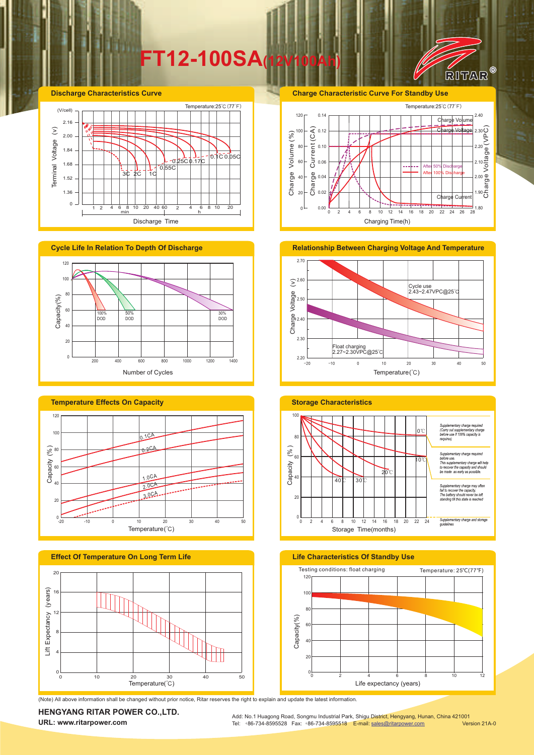# FT12-100SA(12V100Ah)

RITAR®

## Discharge Characteristics Curve

Temperature:25°C (77°F)

(V/cell)

Terminal Voltage (v)

2.16
2.00
1.84
1.68
1.52
1.36
0

3C 2C 1C 0.55C 0.25C 0.17C 0.1C 0.05C

1 2 4 6 8 10 20 40 60 2 4 6 8 10 20

min h

Discharge Time

## Charge Characteristic Curve For Standby Use

Temperature:25°C (77°F)

Charge Volume (%)

Charge Current (CA)

Charge Voltage (VPC)

120 100 80 60 40 20 0

0.14 0.12 0.10 0.06 0.04 0.02 0.00

2.40 2.30 2.20 2.10 2.00 1.90 1.80

Charge Volume

Charge Voltage

After 50% Discharge

After 100% Discharge

Charge Current

0 2 4 6 8 10 12 14 16 18 20 22 24 26 28

Charging Time(h)

## Cycle Life In Relation To Depth Of Discharge

Capacity(%)

120 100 80 60 40 20 0

100% DOD

50% DOD

30% DOD

200 400 600 800 1000 1200 1400

Number of Cycles

## Relationship Between Charging Voltage And Temperature

Charge Voltage (v)

2.70 2.60 2.50 2.40 2.30 2.20

Cycle use
2.43~2.47VPC@25°C

Float charging
2.27~2.30VPC@25°C

−20 −10 0 10 20 30 40 50

Temperature(°C)

## Temperature Effects On Capacity

Capacity (%)

120 100 80 60 40 20 0

0.1CA
0.2CA
1.0CA
2.0CA
3.0CA

-20 -10 0 10 20 30 40 50

Temperature(°C)

## Storage Characteristics

Capacity (%)

100 80 60 40 20 0

0°C
10°C
20°C
30°C
40°C

0 2 4 6 8 10 12 14 16 18 20 22 24

Storage Time(months)

Supplementary charge required (Carry out supplementary charge before use if 100% capacity is requires)

Supplementary charge required before use. This supplementary charge will help to recover the capacity and should be made as early as possible.

Supplementary charge may often fail to recover the capacity. The battery should never be left standing till this state is reached

Supplementary charge and storage guidelines

## Effect Of Temperature On Long Term Life

Lift Expectancy (years)

20 16 12 8 4 0

0 10 20 30 40 50

Temperature(°C)

## Life Characteristics Of Standby Use

Testing conditions: float charging

Temperature: 25°C(77°F)

Capacity(%)

120 100 80 60 40 20 0

0 2 4 6 8 10 12

Life expectancy (years)

(Note) All above information shall be changed without prior notice, Ritar reserves the right to explain and update the latest information.

**HENGYANG RITAR POWER CO.,LTD.**

**URL: www.ritarpower.com**

Add: No.1 Huagong Road, Songmu Industrial Park, Shigu District, Hengyang, Hunan, China 421001

Tel: +86-734-8595528 Fax: +86-734-8595518 E-mail: sales@ritarpower.com

Version 21A-0